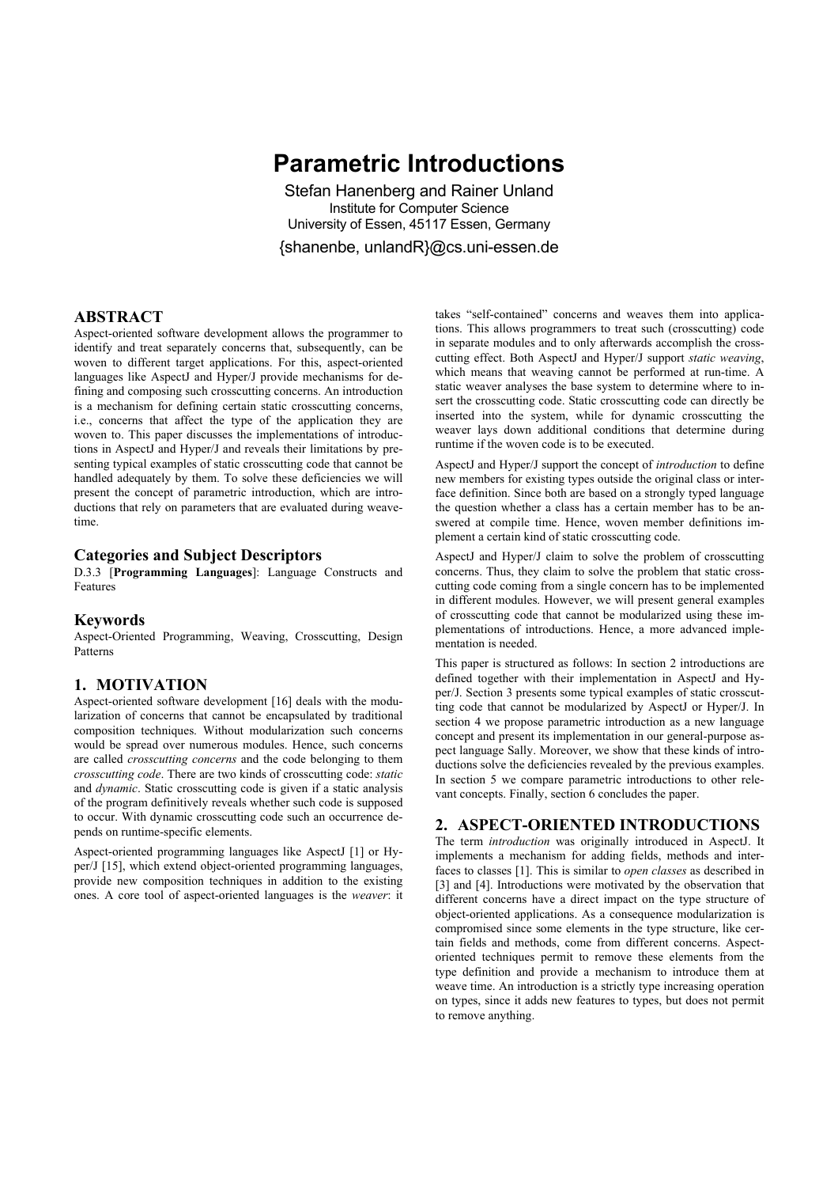# Parametric Introductions

Stefan Hanenberg and Rainer Unland
Institute for Computer Science
University of Essen, 45117 Essen, Germany
{shanenbe, unlandR}@cs.uni-essen.de

## ABSTRACT

Aspect-oriented software development allows the programmer to identify and treat separately concerns that, subsequently, can be woven to different target applications. For this, aspect-oriented languages like AspectJ and Hyper/J provide mechanisms for defining and composing such crosscutting concerns. An introduction is a mechanism for defining certain static crosscutting concerns, i.e., concerns that affect the type of the application they are woven to. This paper discusses the implementations of introductions in AspectJ and Hyper/J and reveals their limitations by presenting typical examples of static crosscutting code that cannot be handled adequately by them. To solve these deficiencies we will present the concept of parametric introduction, which are introductions that rely on parameters that are evaluated during weave-time.

### Categories and Subject Descriptors

D.3.3 [**Programming Languages**]: Language Constructs and Features

### Keywords

Aspect-Oriented Programming, Weaving, Crosscutting, Design Patterns

## 1. MOTIVATION

Aspect-oriented software development [16] deals with the modularization of concerns that cannot be encapsulated by traditional composition techniques. Without modularization such concerns would be spread over numerous modules. Hence, such concerns are called *crosscutting concerns* and the code belonging to them *crosscutting code*. There are two kinds of crosscutting code: *static* and *dynamic*. Static crosscutting code is given if a static analysis of the program definitively reveals whether such code is supposed to occur. With dynamic crosscutting code such an occurrence depends on runtime-specific elements.

Aspect-oriented programming languages like AspectJ [1] or Hyper/J [15], which extend object-oriented programming languages, provide new composition techniques in addition to the existing ones. A core tool of aspect-oriented languages is the *weaver*: it takes "self-contained" concerns and weaves them into applications. This allows programmers to treat such (crosscutting) code in separate modules and to only afterwards accomplish the crosscutting effect. Both AspectJ and Hyper/J support *static weaving*, which means that weaving cannot be performed at run-time. A static weaver analyses the base system to determine where to insert the crosscutting code. Static crosscutting code can directly be inserted into the system, while for dynamic crosscutting the weaver lays down additional conditions that determine during runtime if the woven code is to be executed.

AspectJ and Hyper/J support the concept of *introduction* to define new members for existing types outside the original class or interface definition. Since both are based on a strongly typed language the question whether a class has a certain member has to be answered at compile time. Hence, woven member definitions implement a certain kind of static crosscutting code.

AspectJ and Hyper/J claim to solve the problem of crosscutting concerns. Thus, they claim to solve the problem that static crosscutting code coming from a single concern has to be implemented in different modules. However, we will present general examples of crosscutting code that cannot be modularized using these implementations of introductions. Hence, a more advanced implementation is needed.

This paper is structured as follows: In section 2 introductions are defined together with their implementation in AspectJ and Hyper/J. Section 3 presents some typical examples of static crosscutting code that cannot be modularized by AspectJ or Hyper/J. In section 4 we propose parametric introduction as a new language concept and present its implementation in our general-purpose aspect language Sally. Moreover, we show that these kinds of introductions solve the deficiencies revealed by the previous examples. In section 5 we compare parametric introductions to other relevant concepts. Finally, section 6 concludes the paper.

## 2. ASPECT-ORIENTED INTRODUCTIONS

The term *introduction* was originally introduced in AspectJ. It implements a mechanism for adding fields, methods and interfaces to classes [1]. This is similar to *open classes* as described in [3] and [4]. Introductions were motivated by the observation that different concerns have a direct impact on the type structure of object-oriented applications. As a consequence modularization is compromised since some elements in the type structure, like certain fields and methods, come from different concerns. Aspect-oriented techniques permit to remove these elements from the type definition and provide a mechanism to introduce them at weave time. An introduction is a strictly type increasing operation on types, since it adds new features to types, but does not permit to remove anything.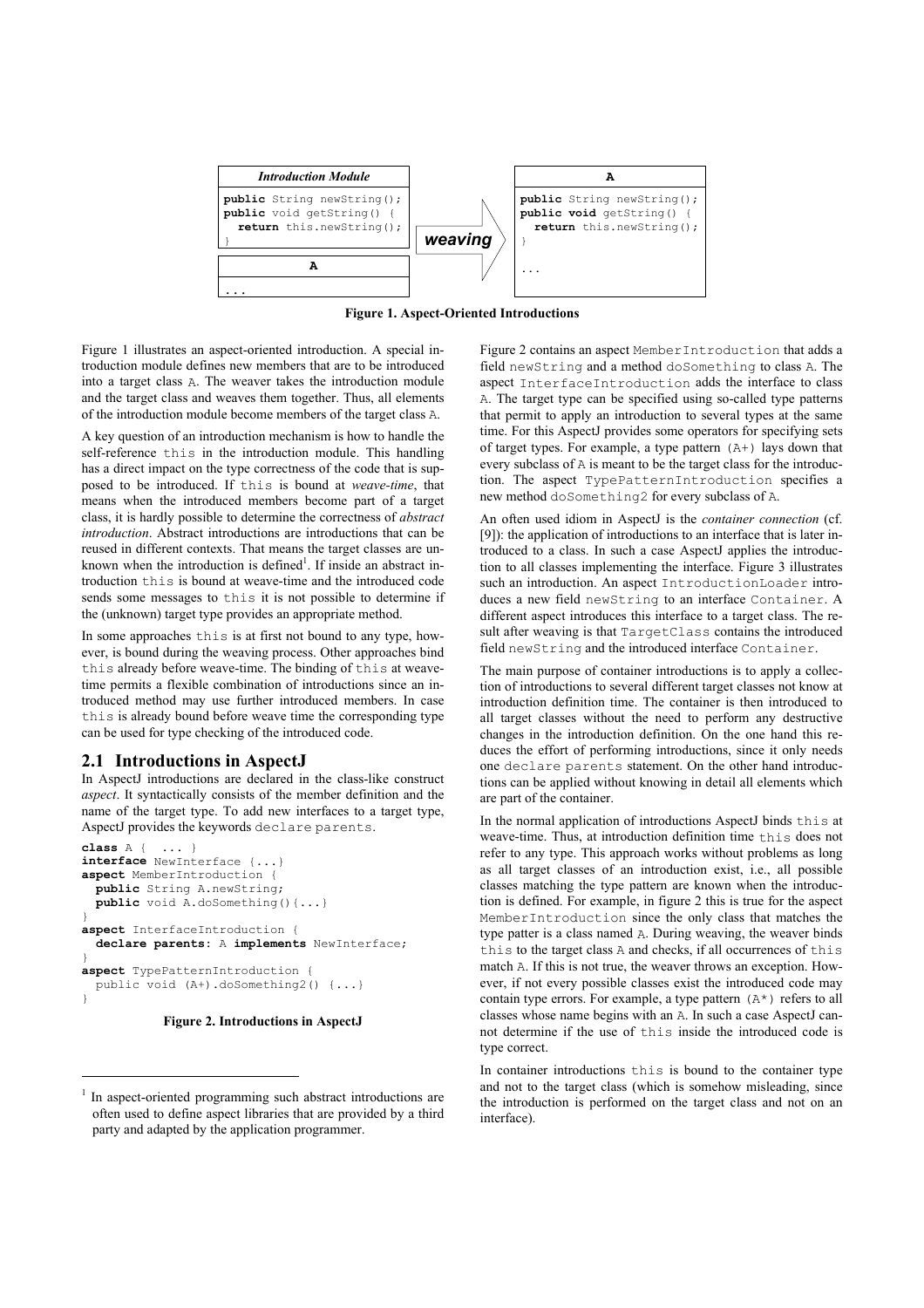```
Introduction Module
public String newString();
public void getString() {
  return this.newString();
}

A
...
```

**weaving** →

```
A
public String newString();
public void getString() {
  return this.newString();
}
...
```

**Figure 1. Aspect-Oriented Introductions**

Figure 1 illustrates an aspect-oriented introduction. A special introduction module defines new members that are to be introduced into a target class `A`. The weaver takes the introduction module and the target class and weaves them together. Thus, all elements of the introduction module become members of the target class `A`.

A key question of an introduction mechanism is how to handle the self-reference `this` in the introduction module. This handling has a direct impact on the type correctness of the code that is supposed to be introduced. If `this` is bound at *weave-time*, that means when the introduced members become part of a target class, it is hardly possible to determine the correctness of *abstract introduction*. Abstract introductions are introductions that can be reused in different contexts. That means the target classes are unknown when the introduction is defined[1]. If inside an abstract introduction `this` is bound at weave-time and the introduced code sends some messages to `this` it is not possible to determine if the (unknown) target type provides an appropriate method.

In some approaches `this` is at first not bound to any type, however, is bound during the weaving process. Other approaches bind `this` already before weave-time. The binding of `this` at weave-time permits a flexible combination of introductions since an introduced method may use further introduced members. In case `this` is already bound before weave time the corresponding type can be used for type checking of the introduced code.

## 2.1 Introductions in AspectJ

In AspectJ introductions are declared in the class-like construct *aspect*. It syntactically consists of the member definition and the name of the target type. To add new interfaces to a target type, AspectJ provides the keywords `declare parents`.

```
class A {  ... }
interface NewInterface {...}
aspect MemberIntroduction {
  public String A.newString;
  public void A.doSomething(){...}
}
aspect InterfaceIntroduction {
  declare parents: A implements NewInterface;
}
aspect TypePatternIntroduction {
  public void (A+).doSomething2() {...}
}
```

**Figure 2. Introductions in AspectJ**

Figure 2 contains an aspect `MemberIntroduction` that adds a field `newString` and a method `doSomething` to class `A`. The aspect `InterfaceIntroduction` adds the interface to class `A`. The target type can be specified using so-called type patterns that permit to apply an introduction to several types at the same time. For this AspectJ provides some operators for specifying sets of target types. For example, a type pattern `(A+)` lays down that every subclass of `A` is meant to be the target class for the introduction. The aspect `TypePatternIntroduction` specifies a new method `doSomething2` for every subclass of `A`.

An often used idiom in AspectJ is the *container connection* (cf. [9]): the application of introductions to an interface that is later introduced to a class. In such a case AspectJ applies the introduction to all classes implementing the interface. Figure 3 illustrates such an introduction. An aspect `IntroductionLoader` introduces a new field `newString` to an interface `Container`. A different aspect introduces this interface to a target class. The result after weaving is that `TargetClass` contains the introduced field `newString` and the introduced interface `Container`.

The main purpose of container introductions is to apply a collection of introductions to several different target classes not know at introduction definition time. The container is then introduced to all target classes without the need to perform any destructive changes in the introduction definition. On the one hand this reduces the effort of performing introductions, since it only needs one `declare parents` statement. On the other hand introductions can be applied without knowing in detail all elements which are part of the container.

In the normal application of introductions AspectJ binds `this` at weave-time. Thus, at introduction definition time `this` does not refer to any type. This approach works without problems as long as all target classes of an introduction exist, i.e., all possible classes matching the type pattern are known when the introduction is defined. For example, in figure 2 this is true for the aspect `MemberIntroduction` since the only class that matches the type patter is a class named `A`. During weaving, the weaver binds `this` to the target class `A` and checks, if all occurrences of `this` match `A`. If this is not true, the weaver throws an exception. However, if not every possible classes exist the introduced code may contain type errors. For example, a type pattern `(A*)` refers to all classes whose name begins with an `A`. In such a case AspectJ cannot determine if the use of `this` inside the introduced code is type correct.

In container introductions `this` is bound to the container type and not to the target class (which is somehow misleading, since the introduction is performed on the target class and not on an interface).

[1] In aspect-oriented programming such abstract introductions are often used to define aspect libraries that are provided by a third party and adapted by the application programmer.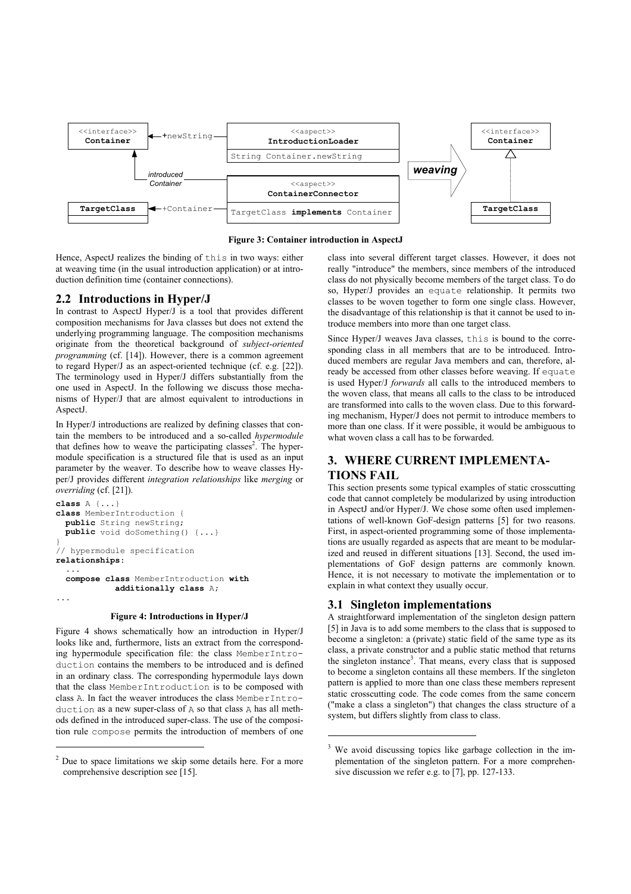**Figure 3: Container introduction in AspectJ**

Hence, AspectJ realizes the binding of `this` in two ways: either at weaving time (in the usual introduction application) or at introduction definition time (container connections).

## 2.2 Introductions in Hyper/J

In contrast to AspectJ Hyper/J is a tool that provides different composition mechanisms for Java classes but does not extend the underlying programming language. The composition mechanisms originate from the theoretical background of *subject-oriented programming* (cf. [14]). However, there is a common agreement to regard Hyper/J as an aspect-oriented technique (cf. e.g. [22]). The terminology used in Hyper/J differs substantially from the one used in AspectJ. In the following we discuss those mechanisms of Hyper/J that are almost equivalent to introductions in AspectJ.

In Hyper/J introductions are realized by defining classes that contain the members to be introduced and a so-called *hypermodule* that defines how to weave the participating classes[2]. The hypermodule specification is a structured file that is used as an input parameter by the weaver. To describe how to weave classes Hyper/J provides different *integration relationships* like *merging* or *overriding* (cf. [21]).

```
class A {...}
class MemberIntroduction {
  public String newString;
  public void doSomething() {...}
}
// hypermodule specification
relationships:
  ...
  compose class MemberIntroduction with
            additionally class A;
...
```

**Figure 4: Introductions in Hyper/J**

Figure 4 shows schematically how an introduction in Hyper/J looks like and, furthermore, lists an extract from the corresponding hypermodule specification file: the class `MemberIntroduction` contains the members to be introduced and is defined in an ordinary class. The corresponding hypermodule lays down that the class `MemberIntroduction` is to be composed with class `A`. In fact the weaver introduces the class `MemberIntroduction` as a new super-class of `A` so that class `A` has all methods defined in the introduced super-class. The use of the composition rule `compose` permits the introduction of members of one class into several different target classes. However, it does not really "introduce" the members, since members of the introduced class do not physically become members of the target class. To do so, Hyper/J provides an `equate` relationship. It permits two classes to be woven together to form one single class. However, the disadvantage of this relationship is that it cannot be used to introduce members into more than one target class.

Since Hyper/J weaves Java classes, `this` is bound to the corresponding class in all members that are to be introduced. Introduced members are regular Java members and can, therefore, already be accessed from other classes before weaving. If `equate` is used Hyper/J *forwards* all calls to the introduced members to the woven class, that means all calls to the class to be introduced are transformed into calls to the woven class. Due to this forwarding mechanism, Hyper/J does not permit to introduce members to more than one class. If it were possible, it would be ambiguous to what woven class a call has to be forwarded.

# 3. WHERE CURRENT IMPLEMENTATIONS FAIL

This section presents some typical examples of static crosscutting code that cannot completely be modularized by using introduction in AspectJ and/or Hyper/J. We chose some often used implementations of well-known GoF-design patterns [5] for two reasons. First, in aspect-oriented programming some of those implementations are usually regarded as aspects that are meant to be modularized and reused in different situations [13]. Second, the used implementations of GoF design patterns are commonly known. Hence, it is not necessary to motivate the implementation or to explain in what context they usually occur.

## 3.1 Singleton implementations

A straightforward implementation of the singleton design pattern [5] in Java is to add some members to the class that is supposed to become a singleton: a (private) static field of the same type as its class, a private constructor and a public static method that returns the singleton instance[3]. That means, every class that is supposed to become a singleton contains all these members. If the singleton pattern is applied to more than one class these members represent static crosscutting code. The code comes from the same concern ("make a class a singleton") that changes the class structure of a system, but differs slightly from class to class.

[2] Due to space limitations we skip some details here. For a more comprehensive description see [15].

[3] We avoid discussing topics like garbage collection in the implementation of the singleton pattern. For a more comprehensive discussion we refer e.g. to [7], pp. 127-133.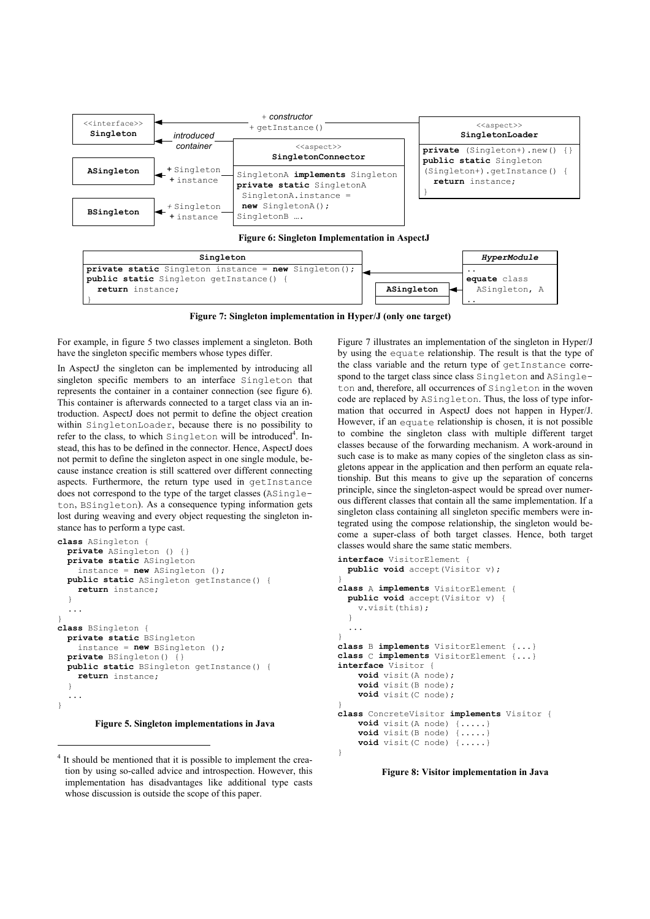<<interface>>
**Singleton**

+ *constructor*
+ getInstance()

*introduced container*

**ASingleton** + Singleton + instance

**BSingleton** + Singleton + instance

<<aspect>>
**SingletonConnector**

```
SingletonA implements Singleton
private static SingletonA
 SingletonA.instance =
 new SingletonA();
SingletonB ….
```

<<aspect>>
**SingletonLoader**

```
private (Singleton+).new() {}
public static Singleton
(Singleton+).getInstance() {
  return instance;
}
```

**Figure 6: Singleton Implementation in AspectJ**

**Singleton**

```
private static Singleton instance = new Singleton();
public static Singleton getInstance() {
  return instance;
}
```

**ASingleton**

*HyperModule*

```
..
equate class
  ASingleton, A
..
```

**Figure 7: Singleton implementation in Hyper/J (only one target)**

For example, in figure 5 two classes implement a singleton. Both have the singleton specific members whose types differ.

In AspectJ the singleton can be implemented by introducing all singleton specific members to an interface `Singleton` that represents the container in a container connection (see figure 6). This container is afterwards connected to a target class via an introduction. AspectJ does not permit to define the object creation within `SingletonLoader`, because there is no possibility to refer to the class, to which `Singleton` will be introduced[4]. Instead, this has to be defined in the connector. Hence, AspectJ does not permit to define the singleton aspect in one single module, because instance creation is still scattered over different connecting aspects. Furthermore, the return type used in `getInstance` does not correspond to the type of the target classes (`ASingleton`, `BSingleton`). As a consequence typing information gets lost during weaving and every object requesting the singleton instance has to perform a type cast.

```
class ASingleton {
  private ASingleton () {}
  private static ASingleton
    instance = new ASingleton ();
  public static ASingleton getInstance() {
    return instance;
  }
  ...
}
class BSingleton {
  private static BSingleton
    instance = new BSingleton ();
  private BSingleton() {}
  public static BSingleton getInstance() {
    return instance;
  }
  ...
}
```

**Figure 5. Singleton implementations in Java**

Figure 7 illustrates an implementation of the singleton in Hyper/J by using the `equate` relationship. The result is that the type of the class variable and the return type of `getInstance` correspond to the target class since class `Singleton` and `ASingleton` and, therefore, all occurrences of `Singleton` in the woven code are replaced by `ASingleton`. Thus, the loss of type information that occurred in AspectJ does not happen in Hyper/J. However, if an `equate` relationship is chosen, it is not possible to combine the singleton class with multiple different target classes because of the forwarding mechanism. A work-around in such case is to make as many copies of the singleton class as singletons appear in the application and then perform an equate relationship. But this means to give up the separation of concerns principle, since the singleton-aspect would be spread over numerous different classes that contain all the same implementation. If a singleton class containing all singleton specific members were integrated using the compose relationship, the singleton would become a super-class of both target classes. Hence, both target classes would share the same static members.

```
interface VisitorElement {
  public void accept(Visitor v);
}
class A implements VisitorElement {
  public void accept(Visitor v) {
    v.visit(this);
  }
  ...
}
class B implements VisitorElement {...}
class C implements VisitorElement {...}
interface Visitor {
    void visit(A node);
    void visit(B node);
    void visit(C node);
}
class ConcreteVisitor implements Visitor {
    void visit(A node) {.....}
    void visit(B node) {.....}
    void visit(C node) {.....}
}
```

**Figure 8: Visitor implementation in Java**

[4] It should be mentioned that it is possible to implement the creation by using so-called advice and introspection. However, this implementation has disadvantages like additional type casts whose discussion is outside the scope of this paper.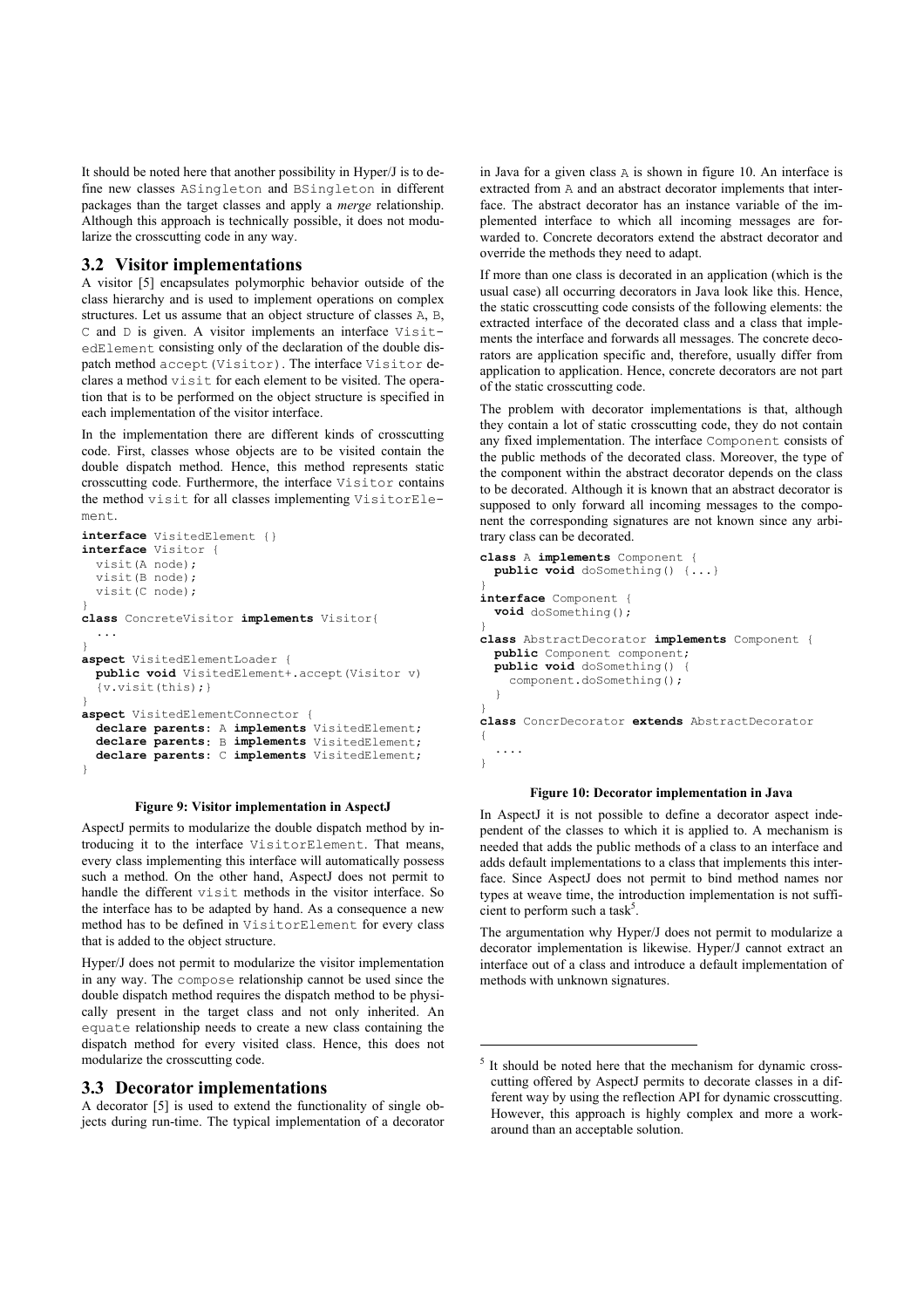It should be noted here that another possibility in Hyper/J is to define new classes ASingleton and BSingleton in different packages than the target classes and apply a *merge* relationship. Although this approach is technically possible, it does not modularize the crosscutting code in any way.

## 3.2 Visitor implementations

A visitor [5] encapsulates polymorphic behavior outside of the class hierarchy and is used to implement operations on complex structures. Let us assume that an object structure of classes A, B, C and D is given. A visitor implements an interface VisitedElement consisting only of the declaration of the double dispatch method accept(Visitor). The interface Visitor declares a method visit for each element to be visited. The operation that is to be performed on the object structure is specified in each implementation of the visitor interface.

In the implementation there are different kinds of crosscutting code. First, classes whose objects are to be visited contain the double dispatch method. Hence, this method represents static crosscutting code. Furthermore, the interface Visitor contains the method visit for all classes implementing VisitorElement.

```
interface VisitedElement {}
interface Visitor {
  visit(A node);
  visit(B node);
  visit(C node);
}
class ConcreteVisitor implements Visitor{
  ...
}
aspect VisitedElementLoader {
  public void VisitedElement+.accept(Visitor v)
  {v.visit(this);}
}
aspect VisitedElementConnector {
  declare parents: A implements VisitedElement;
  declare parents: B implements VisitedElement;
  declare parents: C implements VisitedElement;
}
```

**Figure 9: Visitor implementation in AspectJ**

AspectJ permits to modularize the double dispatch method by introducing it to the interface VisitorElement. That means, every class implementing this interface will automatically possess such a method. On the other hand, AspectJ does not permit to handle the different visit methods in the visitor interface. So the interface has to be adapted by hand. As a consequence a new method has to be defined in VisitorElement for every class that is added to the object structure.

Hyper/J does not permit to modularize the visitor implementation in any way. The compose relationship cannot be used since the double dispatch method requires the dispatch method to be physically present in the target class and not only inherited. An equate relationship needs to create a new class containing the dispatch method for every visited class. Hence, this does not modularize the crosscutting code.

## 3.3 Decorator implementations

A decorator [5] is used to extend the functionality of single objects during run-time. The typical implementation of a decorator in Java for a given class A is shown in figure 10. An interface is extracted from A and an abstract decorator implements that interface. The abstract decorator has an instance variable of the implemented interface to which all incoming messages are forwarded to. Concrete decorators extend the abstract decorator and override the methods they need to adapt.

If more than one class is decorated in an application (which is the usual case) all occurring decorators in Java look like this. Hence, the static crosscutting code consists of the following elements: the extracted interface of the decorated class and a class that implements the interface and forwards all messages. The concrete decorators are application specific and, therefore, usually differ from application to application. Hence, concrete decorators are not part of the static crosscutting code.

The problem with decorator implementations is that, although they contain a lot of static crosscutting code, they do not contain any fixed implementation. The interface Component consists of the public methods of the decorated class. Moreover, the type of the component within the abstract decorator depends on the class to be decorated. Although it is known that an abstract decorator is supposed to only forward all incoming messages to the component the corresponding signatures are not known since any arbitrary class can be decorated.

```
class A implements Component {
  public void doSomething() {...}
}
interface Component {
  void doSomething();
}
class AbstractDecorator implements Component {
  public Component component;
  public void doSomething() {
    component.doSomething();
  }
}
class ConcrDecorator extends AbstractDecorator
{
  ....
}
```

**Figure 10: Decorator implementation in Java**

In AspectJ it is not possible to define a decorator aspect independent of the classes to which it is applied to. A mechanism is needed that adds the public methods of a class to an interface and adds default implementations to a class that implements this interface. Since AspectJ does not permit to bind method names nor types at weave time, the introduction implementation is not sufficient to perform such a task[5].

The argumentation why Hyper/J does not permit to modularize a decorator implementation is likewise. Hyper/J cannot extract an interface out of a class and introduce a default implementation of methods with unknown signatures.

[5] It should be noted here that the mechanism for dynamic crosscutting offered by AspectJ permits to decorate classes in a different way by using the reflection API for dynamic crosscutting. However, this approach is highly complex and more a workaround than an acceptable solution.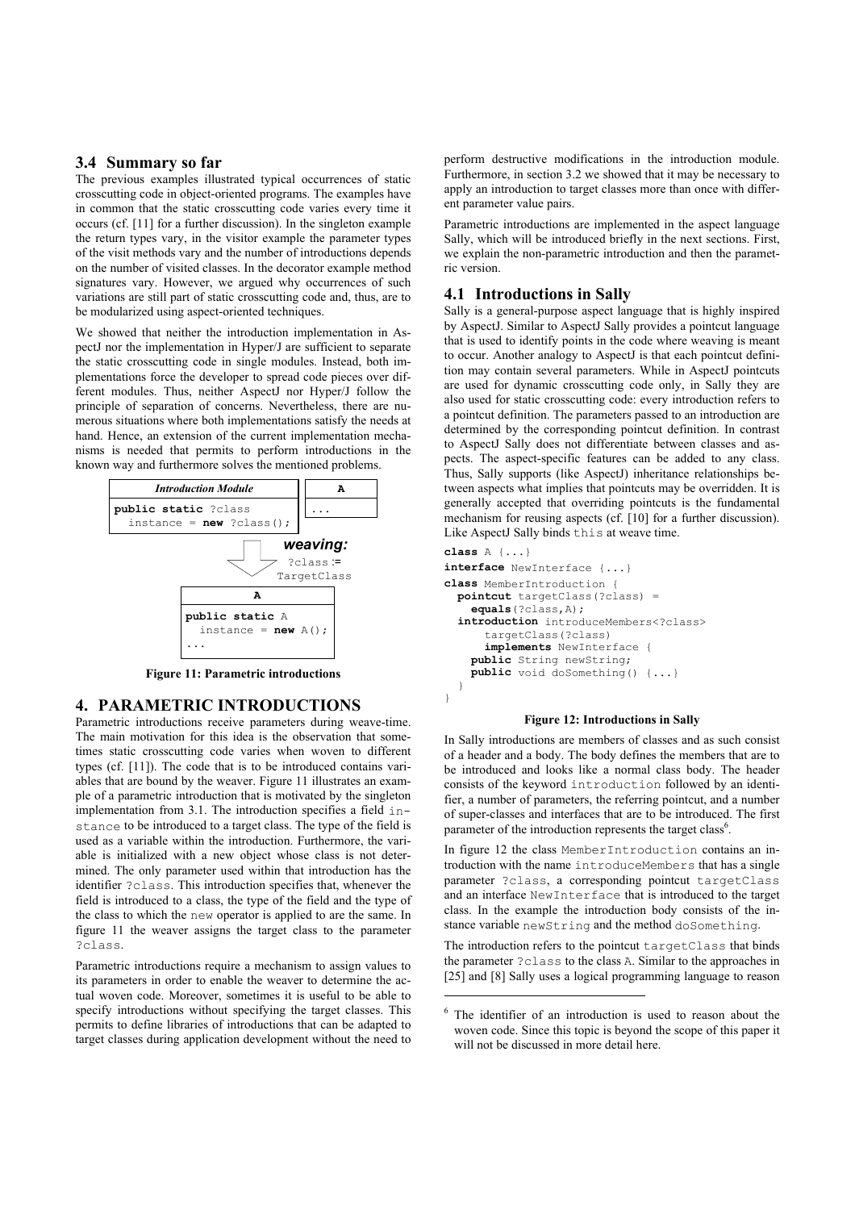## 3.4 Summary so far

The previous examples illustrated typical occurrences of static crosscutting code in object-oriented programs. The examples have in common that the static crosscutting code varies every time it occurs (cf. [11] for a further discussion). In the singleton example the return types vary, in the visitor example the parameter types of the visit methods vary and the number of introductions depends on the number of visited classes. In the decorator example method signatures vary. However, we argued why occurrences of such variations are still part of static crosscutting code and, thus, are to be modularized using aspect-oriented techniques.

We showed that neither the introduction implementation in AspectJ nor the implementation in Hyper/J are sufficient to separate the static crosscutting code in single modules. Instead, both implementations force the developer to spread code pieces over different modules. Thus, neither AspectJ nor Hyper/J follow the principle of separation of concerns. Nevertheless, there are numerous situations where both implementations satisfy the needs at hand. Hence, an extension of the current implementation mechanisms is needed that permits to perform introductions in the known way and furthermore solves the mentioned problems.

```
Introduction Module                      A
public static ?class                     ...
  instance = new ?class();

        weaving:
        ?class := TargetClass

A
public static A
  instance = new A();
...
```

**Figure 11: Parametric introductions**

# 4. PARAMETRIC INTRODUCTIONS

Parametric introductions receive parameters during weave-time. The main motivation for this idea is the observation that sometimes static crosscutting code varies when woven to different types (cf. [11]). The code that is to be introduced contains variables that are bound by the weaver. Figure 11 illustrates an example of a parametric introduction that is motivated by the singleton implementation from 3.1. The introduction specifies a field `instance` to be introduced to a target class. The type of the field is used as a variable within the introduction. Furthermore, the variable is initialized with a new object whose class is not determined. The only parameter used within that introduction has the identifier `?class`. This introduction specifies that, whenever the field is introduced to a class, the type of the field and the type of the class to which the `new` operator is applied to are the same. In figure 11 the weaver assigns the target class to the parameter `?class`.

Parametric introductions require a mechanism to assign values to its parameters in order to enable the weaver to determine the actual woven code. Moreover, sometimes it is useful to be able to specify introductions without specifying the target classes. This permits to define libraries of introductions that can be adapted to target classes during application development without the need to perform destructive modifications in the introduction module. Furthermore, in section 3.2 we showed that it may be necessary to apply an introduction to target classes more than once with different parameter value pairs.

Parametric introductions are implemented in the aspect language Sally, which will be introduced briefly in the next sections. First, we explain the non-parametric introduction and then the parametric version.

## 4.1 Introductions in Sally

Sally is a general-purpose aspect language that is highly inspired by AspectJ. Similar to AspectJ Sally provides a pointcut language that is used to identify points in the code where weaving is meant to occur. Another analogy to AspectJ is that each pointcut definition may contain several parameters. While in AspectJ pointcuts are used for dynamic crosscutting code only, in Sally they are also used for static crosscutting code: every introduction refers to a pointcut definition. The parameters passed to an introduction are determined by the corresponding pointcut definition. In contrast to AspectJ Sally does not differentiate between classes and aspects. The aspect-specific features can be added to any class. Thus, Sally supports (like AspectJ) inheritance relationships between aspects what implies that pointcuts may be overridden. It is generally accepted that overriding pointcuts is the fundamental mechanism for reusing aspects (cf. [10] for a further discussion). Like AspectJ Sally binds `this` at weave time.

```
class A {...}
interface NewInterface {...}
class MemberIntroduction {
  pointcut targetClass(?class) =
    equals(?class,A);
  introduction introduceMembers<?class>
      targetClass(?class)
      implements NewInterface {
    public String newString;
    public void doSomething() {...}
  }
}
```

**Figure 12: Introductions in Sally**

In Sally introductions are members of classes and as such consist of a header and a body. The body defines the members that are to be introduced and looks like a normal class body. The header consists of the keyword `introduction` followed by an identifier, a number of parameters, the referring pointcut, and a number of super-classes and interfaces that are to be introduced. The first parameter of the introduction represents the target class[6].

In figure 12 the class `MemberIntroduction` contains an introduction with the name `introduceMembers` that has a single parameter `?class`, a corresponding pointcut `targetClass` and an interface `NewInterface` that is introduced to the target class. In the example the introduction body consists of the instance variable `newString` and the method `doSomething`.

The introduction refers to the pointcut `targetClass` that binds the parameter `?class` to the class `A`. Similar to the approaches in [25] and [8] Sally uses a logical programming language to reason

[6] The identifier of an introduction is used to reason about the woven code. Since this topic is beyond the scope of this paper it will not be discussed in more detail here.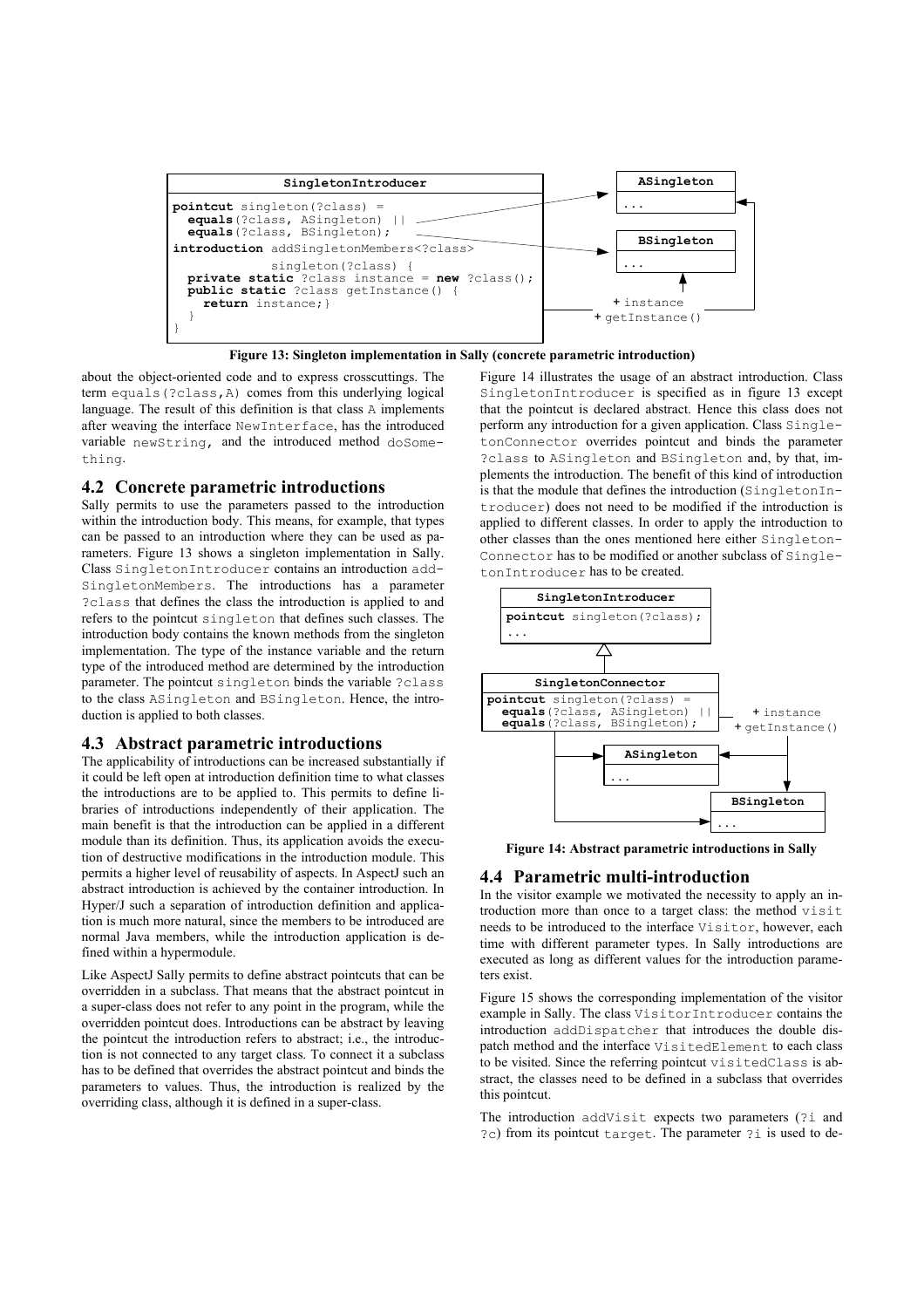```
SingletonIntroducer

pointcut singleton(?class) =
  equals(?class, ASingleton) ||
  equals(?class, BSingleton);
introduction addSingletonMembers<?class>
             singleton(?class) {
  private static ?class instance = new ?class();
  public static ?class getInstance() {
    return instance;}
  }
}
```

**Figure 13: Singleton implementation in Sally (concrete parametric introduction)**

about the object-oriented code and to express crosscuttings. The term `equals(?class,A)` comes from this underlying logical language. The result of this definition is that class `A` implements after weaving the interface `NewInterface`, has the introduced variable `newString`, and the introduced method `doSomething`.

## 4.2 Concrete parametric introductions

Sally permits to use the parameters passed to the introduction within the introduction body. This means, for example, that types can be passed to an introduction where they can be used as parameters. Figure 13 shows a singleton implementation in Sally. Class `SingletonIntroducer` contains an introduction `addSingletonMembers`. The introductions has a parameter `?class` that defines the class the introduction is applied to and refers to the pointcut `singleton` that defines such classes. The introduction body contains the known methods from the singleton implementation. The type of the instance variable and the return type of the introduced method are determined by the introduction parameter. The pointcut `singleton` binds the variable `?class` to the class `ASingleton` and `BSingleton`. Hence, the introduction is applied to both classes.

## 4.3 Abstract parametric introductions

The applicability of introductions can be increased substantially if it could be left open at introduction definition time to what classes the introductions are to be applied to. This permits to define libraries of introductions independently of their application. The main benefit is that the introduction can be applied in a different module than its definition. Thus, its application avoids the execution of destructive modifications in the introduction module. This permits a higher level of reusability of aspects. In AspectJ such an abstract introduction is achieved by the container introduction. In Hyper/J such a separation of introduction definition and application is much more natural, since the members to be introduced are normal Java members, while the introduction application is defined within a hypermodule.

Like AspectJ Sally permits to define abstract pointcuts that can be overridden in a subclass. That means that the abstract pointcut in a super-class does not refer to any point in the program, while the overridden pointcut does. Introductions can be abstract by leaving the pointcut the introduction refers to abstract; i.e., the introduction is not connected to any target class. To connect it a subclass has to be defined that overrides the abstract pointcut and binds the parameters to values. Thus, the introduction is realized by the overriding class, although it is defined in a super-class.

Figure 14 illustrates the usage of an abstract introduction. Class `SingletonIntroducer` is specified as in figure 13 except that the pointcut is declared abstract. Hence this class does not perform any introduction for a given application. Class `SingletonConnector` overrides pointcut and binds the parameter `?class` to `ASingleton` and `BSingleton` and, by that, implements the introduction. The benefit of this kind of introduction is that the module that defines the introduction (`SingletonIntroducer`) does not need to be modified if the introduction is applied to different classes. In order to apply the introduction to other classes than the ones mentioned here either `SingletonConnector` has to be modified or another subclass of `SingletonIntroducer` has to be created.

```
SingletonIntroducer
pointcut singleton(?class);
...

SingletonConnector
pointcut singleton(?class) =
  equals(?class, ASingleton) ||
  equals(?class, BSingleton);
```

**Figure 14: Abstract parametric introductions in Sally**

## 4.4 Parametric multi-introduction

In the visitor example we motivated the necessity to apply an introduction more than once to a target class: the method `visit` needs to be introduced to the interface `Visitor`, however, each time with different parameter types. In Sally introductions are executed as long as different values for the introduction parameters exist.

Figure 15 shows the corresponding implementation of the visitor example in Sally. The class `VisitorIntroducer` contains the introduction `addDispatcher` that introduces the double dispatch method and the interface `VisitedElement` to each class to be visited. Since the referring pointcut `visitedClass` is abstract, the classes need to be defined in a subclass that overrides this pointcut.

The introduction `addVisit` expects two parameters (`?i` and `?c`) from its pointcut `target`. The parameter `?i` is used to de-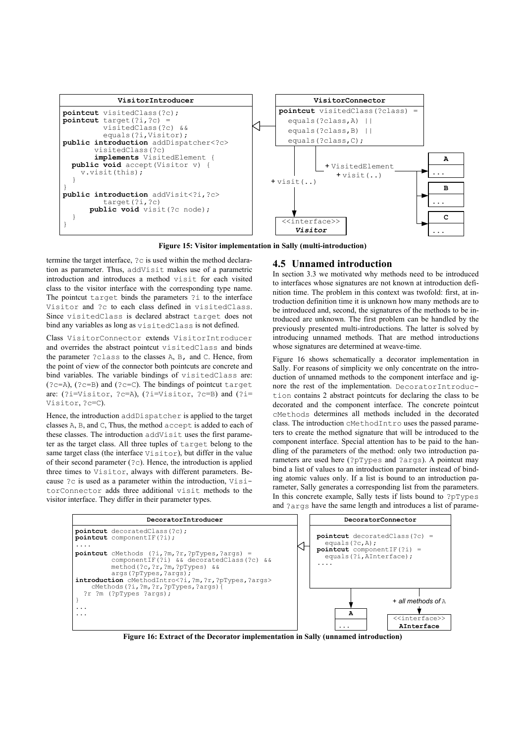```
VisitorIntroducer
pointcut visitedClass(?c);
pointcut target(?i,?c) =
         visitedClass(?c) &&
         equals(?i,Visitor);
public introduction addDispatcher<?c>
       visitedClass(?c)
       implements VisitedElement {
  public void accept(Visitor v) {
    v.visit(this);
  }
}
public introduction addVisit<?i,?c>
         target(?i,?c)
      public void visit(?c node);
  }
}
```

```
VisitorConnector
pointcut visitedClass(?class) =
  equals(?class,A) ||
  equals(?class,B) ||
  equals(?class,C);
```

+ VisitedElement
+ visit(..)

+ visit(..)

<<interface>> *Visitor*

A ... B ... C ...

**Figure 15: Visitor implementation in Sally (multi-introduction)**

termine the target interface, ?c is used within the method declaration as parameter. Thus, addVisit makes use of a parametric introduction and introduces a method visit for each visited class to the visitor interface with the corresponding type name. The pointcut target binds the parameters ?i to the interface Visitor and ?c to each class defined in visitedClass. Since visitedClass is declared abstract target does not bind any variables as long as visitedClass is not defined.

Class VisitorConnector extends VisitorIntroducer and overrides the abstract pointcut visitedClass and binds the parameter ?class to the classes A, B, and C. Hence, from the point of view of the connector both pointcuts are concrete and bind variables. The variable bindings of visitedClass are: (?c=A), (?c=B) and (?c=C). The bindings of pointcut target are: (?i=Visitor, ?c=A), (?i=Visitor, ?c=B) and (?i= Visitor, ?c=C).

Hence, the introduction addDispatcher is applied to the target classes A, B, and C, Thus, the method accept is added to each of these classes. The introduction addVisit uses the first parameter as the target class. All three tuples of target belong to the same target class (the interface Visitor), but differ in the value of their second parameter (?c). Hence, the introduction is applied three times to Visitor, always with different parameters. Because ?c is used as a parameter within the introduction, VisitorConnector adds three additional visit methods to the visitor interface. They differ in their parameter types.

## 4.5 Unnamed introduction

In section 3.3 we motivated why methods need to be introduced to interfaces whose signatures are not known at introduction definition time. The problem in this context was twofold: first, at introduction definition time it is unknown how many methods are to be introduced and, second, the signatures of the methods to be introduced are unknown. The first problem can be handled by the previously presented multi-introductions. The latter is solved by introducing unnamed methods. That are method introductions whose signatures are determined at weave-time.

Figure 16 shows schematically a decorator implementation in Sally. For reasons of simplicity we only concentrate on the introduction of unnamed methods to the component interface and ignore the rest of the implementation. DecoratorIntroduction contains 2 abstract pointcuts for declaring the class to be decorated and the component interface. The concrete pointcut cMethods determines all methods included in the decorated class. The introduction cMethodIntro uses the passed parameters to create the method signature that will be introduced to the component interface. Special attention has to be paid to the handling of the parameters of the method: only two introduction parameters are used here (?pTypes and ?args). A pointcut may bind a list of values to an introduction parameter instead of binding atomic values only. If a list is bound to an introduction parameter, Sally generates a corresponding list from the parameters. In this concrete example, Sally tests if lists bound to ?pTypes and ?args have the same length and introduces a list of parame-

```
DecoratorIntroducer
pointcut decoratedClass(?c);
pointcut componentIF(?i);
....
pointcut cMethods (?i,?m,?r,?pTypes,?args) =
         componentIF(?i) && decoratedClass(?c) &&
         method(?c,?r,?m,?pTypes) &&
         args(?pTypes,?args);
introduction cMethodIntro<?i,?m,?r,?pTypes,?args>
    cMethods(?i,?m,?r,?pTypes,?args){
  ?r ?m (?pTypes ?args);
}
...
...
```

```
DecoratorConnector
pointcut decoratedClass(?c) =
  equals(?c,A);
pointcut componentIF(?i) =
  equals(?i,AInterface);
....
```

+ *all methods of* A

A ...

<<interface>> **AInterface**

**Figure 16: Extract of the Decorator implementation in Sally (unnamed introduction)**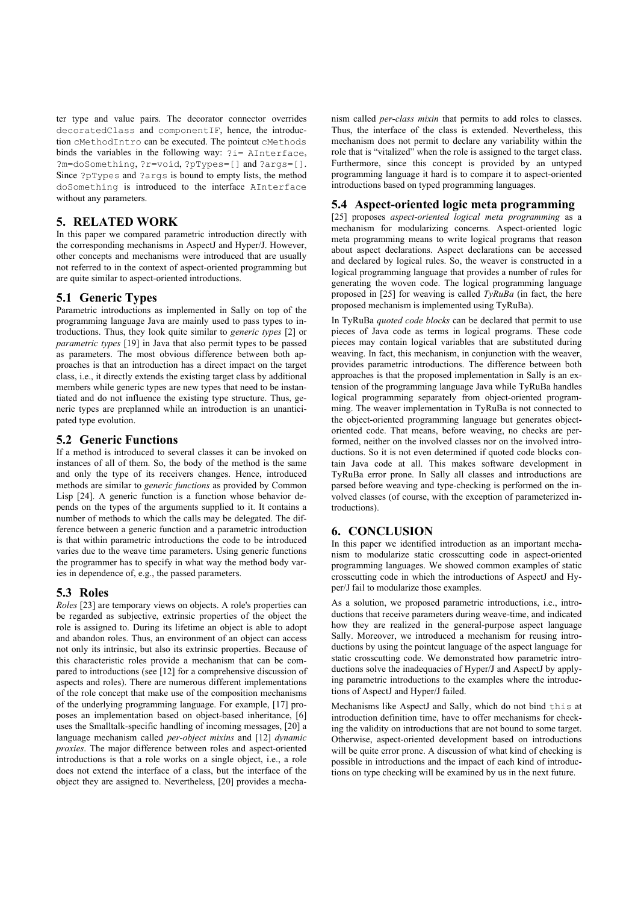ter type and value pairs. The decorator connector overrides decoratedClass and componentIF, hence, the introduction cMethodIntro can be executed. The pointcut cMethods binds the variables in the following way: ?i= AInterface, ?m=doSomething, ?r=void, ?pTypes=[] and ?args=[]. Since ?pTypes and ?args is bound to empty lists, the method doSomething is introduced to the interface AInterface without any parameters.

# 5. RELATED WORK

In this paper we compared parametric introduction directly with the corresponding mechanisms in AspectJ and Hyper/J. However, other concepts and mechanisms were introduced that are usually not referred to in the context of aspect-oriented programming but are quite similar to aspect-oriented introductions.

## 5.1 Generic Types

Parametric introductions as implemented in Sally on top of the programming language Java are mainly used to pass types to introductions. Thus, they look quite similar to *generic types* [2] or *parametric types* [19] in Java that also permit types to be passed as parameters. The most obvious difference between both approaches is that an introduction has a direct impact on the target class, i.e., it directly extends the existing target class by additional members while generic types are new types that need to be instantiated and do not influence the existing type structure. Thus, generic types are preplanned while an introduction is an unanticipated type evolution.

## 5.2 Generic Functions

If a method is introduced to several classes it can be invoked on instances of all of them. So, the body of the method is the same and only the type of its receivers changes. Hence, introduced methods are similar to *generic functions* as provided by Common Lisp [24]. A generic function is a function whose behavior depends on the types of the arguments supplied to it. It contains a number of methods to which the calls may be delegated. The difference between a generic function and a parametric introduction is that within parametric introductions the code to be introduced varies due to the weave time parameters. Using generic functions the programmer has to specify in what way the method body varies in dependence of, e.g., the passed parameters.

## 5.3 Roles

*Roles* [23] are temporary views on objects. A role's properties can be regarded as subjective, extrinsic properties of the object the role is assigned to. During its lifetime an object is able to adopt and abandon roles. Thus, an environment of an object can access not only its intrinsic, but also its extrinsic properties. Because of this characteristic roles provide a mechanism that can be compared to introductions (see [12] for a comprehensive discussion of aspects and roles). There are numerous different implementations of the role concept that make use of the composition mechanisms of the underlying programming language. For example, [17] proposes an implementation based on object-based inheritance, [6] uses the Smalltalk-specific handling of incoming messages, [20] a language mechanism called *per-object mixins* and [12] *dynamic proxies*. The major difference between roles and aspect-oriented introductions is that a role works on a single object, i.e., a role does not extend the interface of a class, but the interface of the object they are assigned to. Nevertheless, [20] provides a mechanism called *per-class mixin* that permits to add roles to classes. Thus, the interface of the class is extended. Nevertheless, this mechanism does not permit to declare any variability within the role that is "vitalized" when the role is assigned to the target class. Furthermore, since this concept is provided by an untyped programming language it hard is to compare it to aspect-oriented introductions based on typed programming languages.

## 5.4 Aspect-oriented logic meta programming

[25] proposes *aspect-oriented logical meta programming* as a mechanism for modularizing concerns. Aspect-oriented logic meta programming means to write logical programs that reason about aspect declarations. Aspect declarations can be accessed and declared by logical rules. So, the weaver is constructed in a logical programming language that provides a number of rules for generating the woven code. The logical programming language proposed in [25] for weaving is called *TyRuBa* (in fact, the here proposed mechanism is implemented using TyRuBa).

In TyRuBa *quoted code blocks* can be declared that permit to use pieces of Java code as terms in logical programs. These code pieces may contain logical variables that are substituted during weaving. In fact, this mechanism, in conjunction with the weaver, provides parametric introductions. The difference between both approaches is that the proposed implementation in Sally is an extension of the programming language Java while TyRuBa handles logical programming separately from object-oriented programming. The weaver implementation in TyRuBa is not connected to the object-oriented programming language but generates object-oriented code. That means, before weaving, no checks are performed, neither on the involved classes nor on the involved introductions. So it is not even determined if quoted code blocks contain Java code at all. This makes software development in TyRuBa error prone. In Sally all classes and introductions are parsed before weaving and type-checking is performed on the involved classes (of course, with the exception of parameterized introductions).

# 6. CONCLUSION

In this paper we identified introduction as an important mechanism to modularize static crosscutting code in aspect-oriented programming languages. We showed common examples of static crosscutting code in which the introductions of AspectJ and Hyper/J fail to modularize those examples.

As a solution, we proposed parametric introductions, i.e., introductions that receive parameters during weave-time, and indicated how they are realized in the general-purpose aspect language Sally. Moreover, we introduced a mechanism for reusing introductions by using the pointcut language of the aspect language for static crosscutting code. We demonstrated how parametric introductions solve the inadequacies of Hyper/J and AspectJ by applying parametric introductions to the examples where the introductions of AspectJ and Hyper/J failed.

Mechanisms like AspectJ and Sally, which do not bind this at introduction definition time, have to offer mechanisms for checking the validity on introductions that are not bound to some target. Otherwise, aspect-oriented development based on introductions will be quite error prone. A discussion of what kind of checking is possible in introductions and the impact of each kind of introductions on type checking will be examined by us in the next future.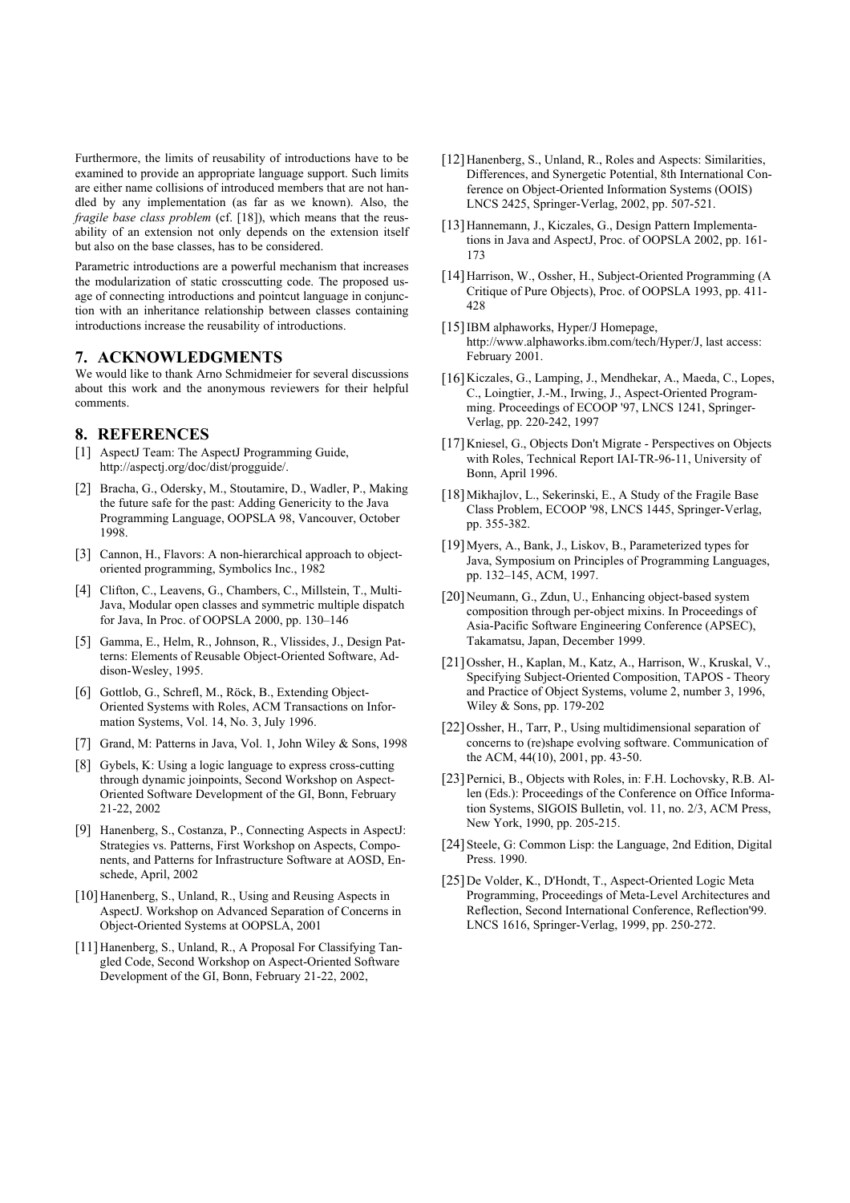Furthermore, the limits of reusability of introductions have to be examined to provide an appropriate language support. Such limits are either name collisions of introduced members that are not handled by any implementation (as far as we known). Also, the *fragile base class problem* (cf. [18]), which means that the reusability of an extension not only depends on the extension itself but also on the base classes, has to be considered.

Parametric introductions are a powerful mechanism that increases the modularization of static crosscutting code. The proposed usage of connecting introductions and pointcut language in conjunction with an inheritance relationship between classes containing introductions increase the reusability of introductions.

## 7. ACKNOWLEDGMENTS

We would like to thank Arno Schmidmeier for several discussions about this work and the anonymous reviewers for their helpful comments.

## 8. REFERENCES

[1] AspectJ Team: The AspectJ Programming Guide, http://aspectj.org/doc/dist/progguide/.

[2] Bracha, G., Odersky, M., Stoutamire, D., Wadler, P., Making the future safe for the past: Adding Genericity to the Java Programming Language, OOPSLA 98, Vancouver, October 1998.

[3] Cannon, H., Flavors: A non-hierarchical approach to object-oriented programming, Symbolics Inc., 1982

[4] Clifton, C., Leavens, G., Chambers, C., Millstein, T., MultiJava, Modular open classes and symmetric multiple dispatch for Java, In Proc. of OOPSLA 2000, pp. 130–146

[5] Gamma, E., Helm, R., Johnson, R., Vlissides, J., Design Patterns: Elements of Reusable Object-Oriented Software, Addison-Wesley, 1995.

[6] Gottlob, G., Schrefl, M., Röck, B., Extending Object-Oriented Systems with Roles, ACM Transactions on Information Systems, Vol. 14, No. 3, July 1996.

[7] Grand, M: Patterns in Java, Vol. 1, John Wiley & Sons, 1998

[8] Gybels, K: Using a logic language to express cross-cutting through dynamic joinpoints, Second Workshop on Aspect-Oriented Software Development of the GI, Bonn, February 21-22, 2002

[9] Hanenberg, S., Costanza, P., Connecting Aspects in AspectJ: Strategies vs. Patterns, First Workshop on Aspects, Components, and Patterns for Infrastructure Software at AOSD, Enschede, April, 2002

[10] Hanenberg, S., Unland, R., Using and Reusing Aspects in AspectJ. Workshop on Advanced Separation of Concerns in Object-Oriented Systems at OOPSLA, 2001

[11] Hanenberg, S., Unland, R., A Proposal For Classifying Tangled Code, Second Workshop on Aspect-Oriented Software Development of the GI, Bonn, February 21-22, 2002,

[12] Hanenberg, S., Unland, R., Roles and Aspects: Similarities, Differences, and Synergetic Potential, 8th International Conference on Object-Oriented Information Systems (OOIS) LNCS 2425, Springer-Verlag, 2002, pp. 507-521.

[13] Hannemann, J., Kiczales, G., Design Pattern Implementations in Java and AspectJ, Proc. of OOPSLA 2002, pp. 161-173

[14] Harrison, W., Ossher, H., Subject-Oriented Programming (A Critique of Pure Objects), Proc. of OOPSLA 1993, pp. 411-428

[15] IBM alphaworks, Hyper/J Homepage, http://www.alphaworks.ibm.com/tech/Hyper/J, last access: February 2001.

[16] Kiczales, G., Lamping, J., Mendhekar, A., Maeda, C., Lopes, C., Loingtier, J.-M., Irwing, J., Aspect-Oriented Programming. Proceedings of ECOOP '97, LNCS 1241, Springer-Verlag, pp. 220-242, 1997

[17] Kniesel, G., Objects Don't Migrate - Perspectives on Objects with Roles, Technical Report IAI-TR-96-11, University of Bonn, April 1996.

[18] Mikhajlov, L., Sekerinski, E., A Study of the Fragile Base Class Problem, ECOOP '98, LNCS 1445, Springer-Verlag, pp. 355-382.

[19] Myers, A., Bank, J., Liskov, B., Parameterized types for Java, Symposium on Principles of Programming Languages, pp. 132–145, ACM, 1997.

[20] Neumann, G., Zdun, U., Enhancing object-based system composition through per-object mixins. In Proceedings of Asia-Pacific Software Engineering Conference (APSEC), Takamatsu, Japan, December 1999.

[21] Ossher, H., Kaplan, M., Katz, A., Harrison, W., Kruskal, V., Specifying Subject-Oriented Composition, TAPOS - Theory and Practice of Object Systems, volume 2, number 3, 1996, Wiley & Sons, pp. 179-202

[22] Ossher, H., Tarr, P., Using multidimensional separation of concerns to (re)shape evolving software. Communication of the ACM, 44(10), 2001, pp. 43-50.

[23] Pernici, B., Objects with Roles, in: F.H. Lochovsky, R.B. Allen (Eds.): Proceedings of the Conference on Office Information Systems, SIGOIS Bulletin, vol. 11, no. 2/3, ACM Press, New York, 1990, pp. 205-215.

[24] Steele, G: Common Lisp: the Language, 2nd Edition, Digital Press. 1990.

[25] De Volder, K., D'Hondt, T., Aspect-Oriented Logic Meta Programming, Proceedings of Meta-Level Architectures and Reflection, Second International Conference, Reflection'99. LNCS 1616, Springer-Verlag, 1999, pp. 250-272.